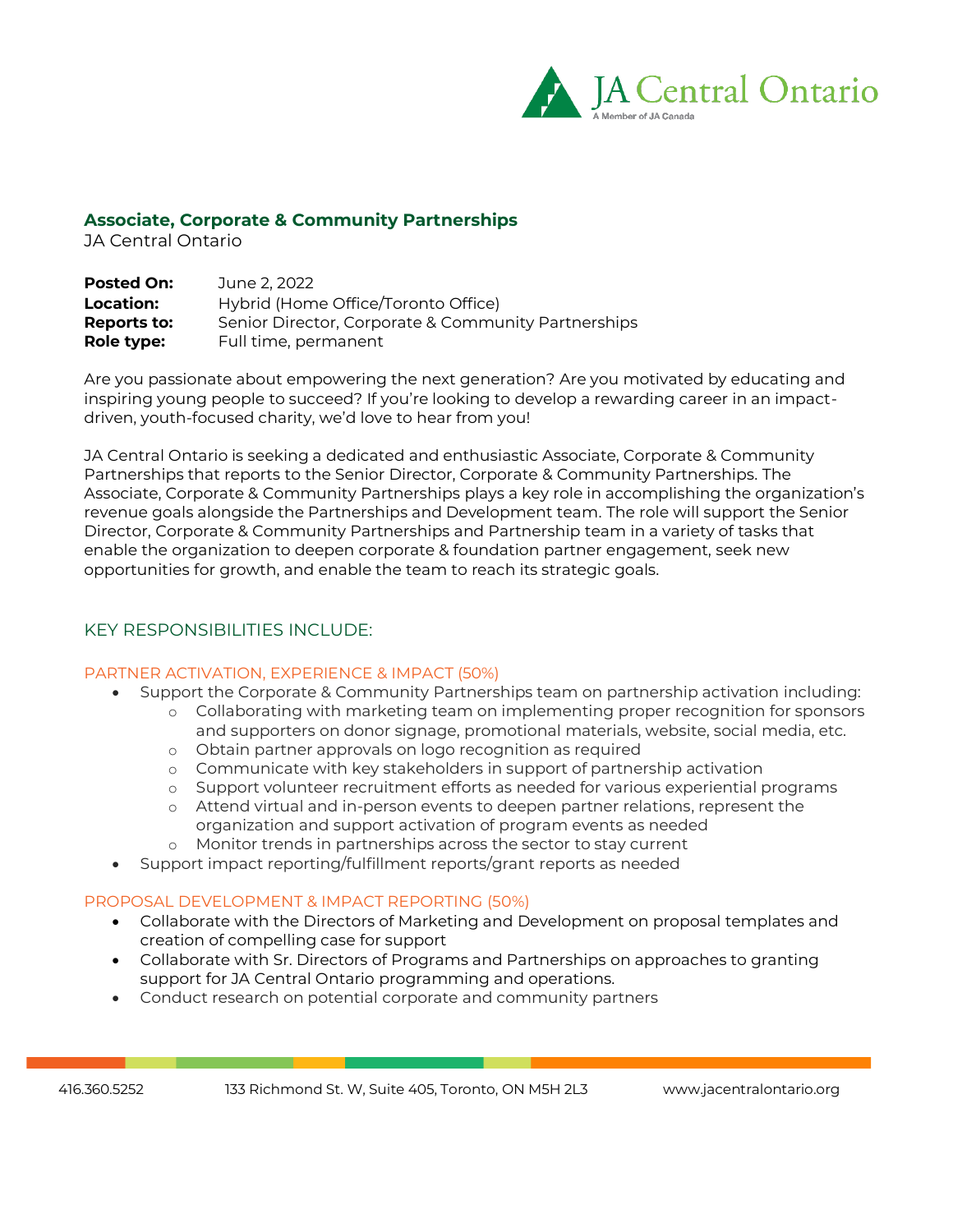## Associate, Corporate & Community Partnerships

JA Central Ontario

**Posted On:** June 2, 2022
**Location:** Hybrid (Home Office/Toronto Office)
**Reports to:** Senior Director, Corporate & Community Partnerships
**Role type:** Full time, permanent

Are you passionate about empowering the next generation? Are you motivated by educating and inspiring young people to succeed? If you're looking to develop a rewarding career in an impact-driven, youth-focused charity, we'd love to hear from you!

JA Central Ontario is seeking a dedicated and enthusiastic Associate, Corporate & Community Partnerships that reports to the Senior Director, Corporate & Community Partnerships. The Associate, Corporate & Community Partnerships plays a key role in accomplishing the organization's revenue goals alongside the Partnerships and Development team. The role will support the Senior Director, Corporate & Community Partnerships and Partnership team in a variety of tasks that enable the organization to deepen corporate & foundation partner engagement, seek new opportunities for growth, and enable the team to reach its strategic goals.

### KEY RESPONSIBILITIES INCLUDE:

#### PARTNER ACTIVATION, EXPERIENCE & IMPACT (50%)

- Support the Corporate & Community Partnerships team on partnership activation including:
  - Collaborating with marketing team on implementing proper recognition for sponsors and supporters on donor signage, promotional materials, website, social media, etc.
  - Obtain partner approvals on logo recognition as required
  - Communicate with key stakeholders in support of partnership activation
  - Support volunteer recruitment efforts as needed for various experiential programs
  - Attend virtual and in-person events to deepen partner relations, represent the organization and support activation of program events as needed
  - Monitor trends in partnerships across the sector to stay current
- Support impact reporting/fulfillment reports/grant reports as needed

#### PROPOSAL DEVELOPMENT & IMPACT REPORTING (50%)

- Collaborate with the Directors of Marketing and Development on proposal templates and creation of compelling case for support
- Collaborate with Sr. Directors of Programs and Partnerships on approaches to granting support for JA Central Ontario programming and operations.
- Conduct research on potential corporate and community partners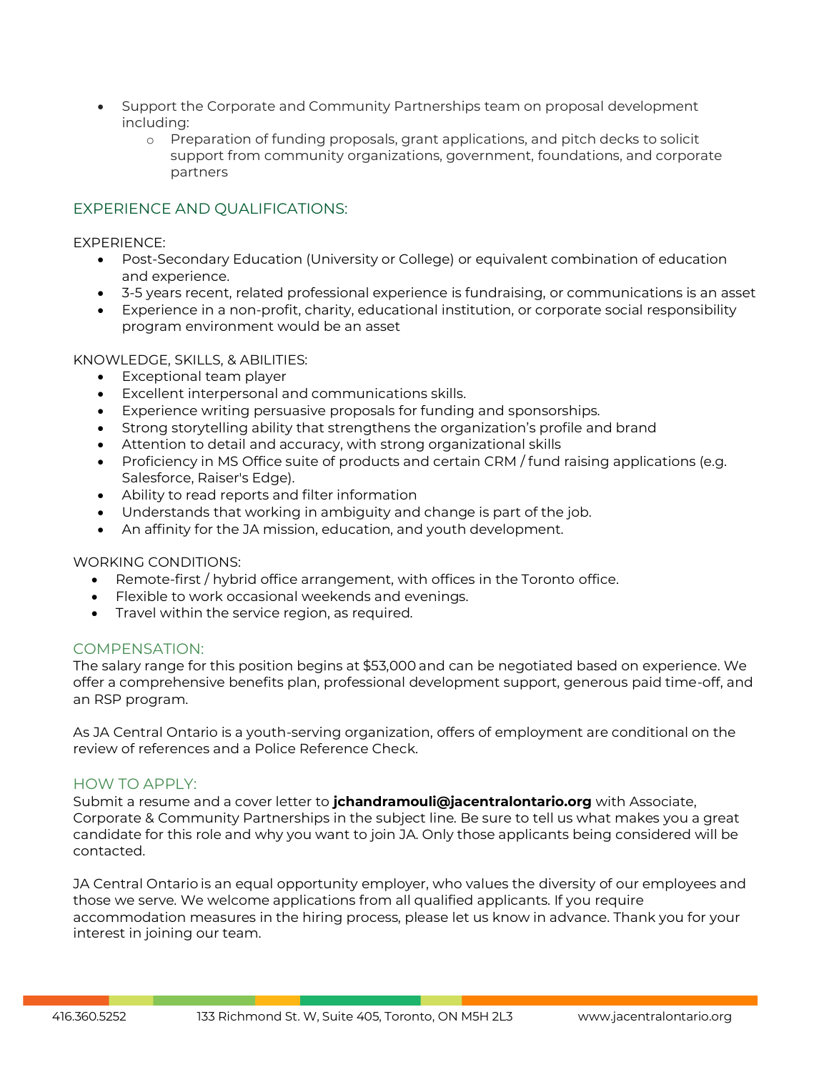- Support the Corporate and Community Partnerships team on proposal development including:
  - Preparation of funding proposals, grant applications, and pitch decks to solicit support from community organizations, government, foundations, and corporate partners

## EXPERIENCE AND QUALIFICATIONS:

EXPERIENCE:

- Post-Secondary Education (University or College) or equivalent combination of education and experience.
- 3-5 years recent, related professional experience is fundraising, or communications is an asset
- Experience in a non-profit, charity, educational institution, or corporate social responsibility program environment would be an asset

KNOWLEDGE, SKILLS, & ABILITIES:

- Exceptional team player
- Excellent interpersonal and communications skills.
- Experience writing persuasive proposals for funding and sponsorships.
- Strong storytelling ability that strengthens the organization's profile and brand
- Attention to detail and accuracy, with strong organizational skills
- Proficiency in MS Office suite of products and certain CRM / fund raising applications (e.g. Salesforce, Raiser's Edge).
- Ability to read reports and filter information
- Understands that working in ambiguity and change is part of the job.
- An affinity for the JA mission, education, and youth development.

WORKING CONDITIONS:

- Remote-first / hybrid office arrangement, with offices in the Toronto office.
- Flexible to work occasional weekends and evenings.
- Travel within the service region, as required.

## COMPENSATION:

The salary range for this position begins at $53,000 and can be negotiated based on experience. We offer a comprehensive benefits plan, professional development support, generous paid time-off, and an RSP program.

As JA Central Ontario is a youth-serving organization, offers of employment are conditional on the review of references and a Police Reference Check.

## HOW TO APPLY:

Submit a resume and a cover letter to **jchandramouli@jacentralontario.org** with Associate, Corporate & Community Partnerships in the subject line. Be sure to tell us what makes you a great candidate for this role and why you want to join JA. Only those applicants being considered will be contacted.

JA Central Ontario is an equal opportunity employer, who values the diversity of our employees and those we serve. We welcome applications from all qualified applicants. If you require accommodation measures in the hiring process, please let us know in advance. Thank you for your interest in joining our team.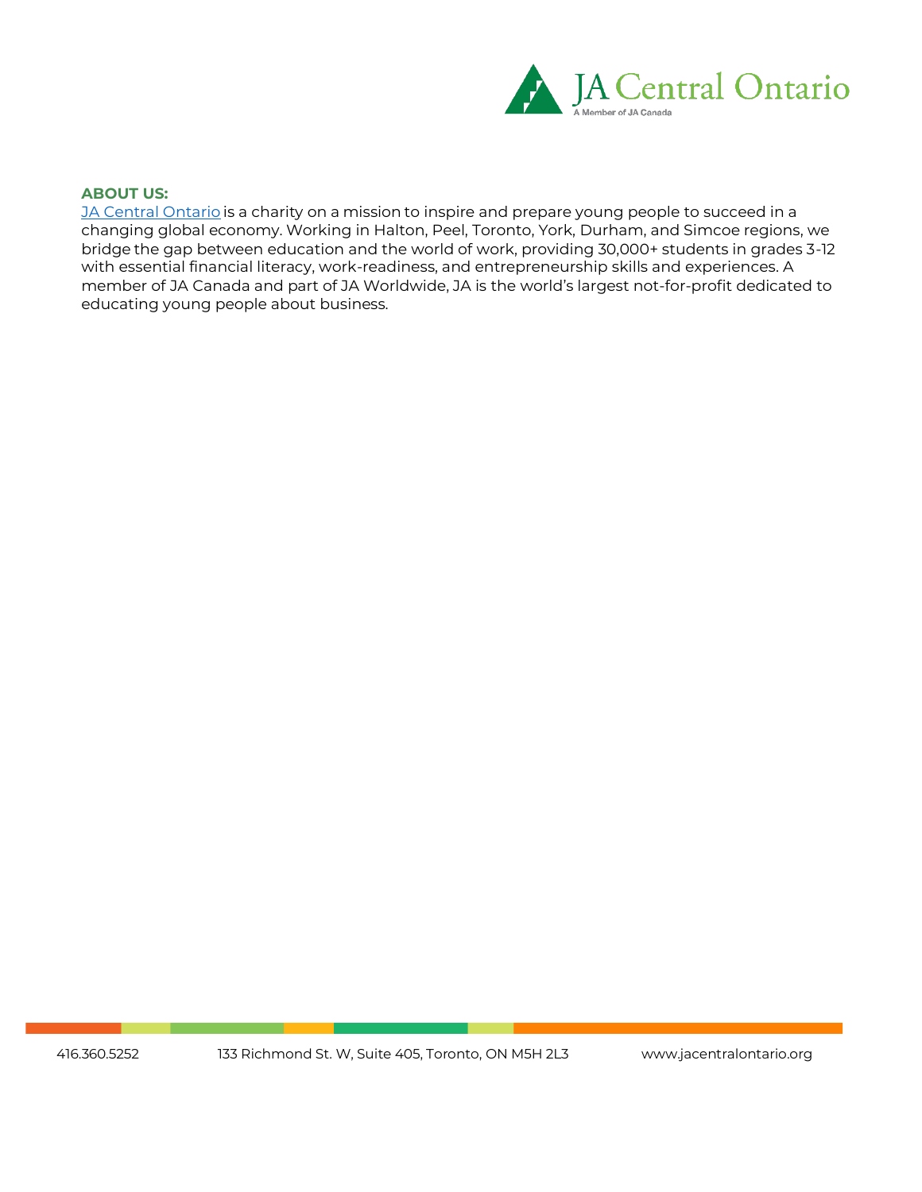**ABOUT US:**

JA Central Ontario is a charity on a mission to inspire and prepare young people to succeed in a changing global economy. Working in Halton, Peel, Toronto, York, Durham, and Simcoe regions, we bridge the gap between education and the world of work, providing 30,000+ students in grades 3-12 with essential financial literacy, work-readiness, and entrepreneurship skills and experiences. A member of JA Canada and part of JA Worldwide, JA is the world's largest not-for-profit dedicated to educating young people about business.